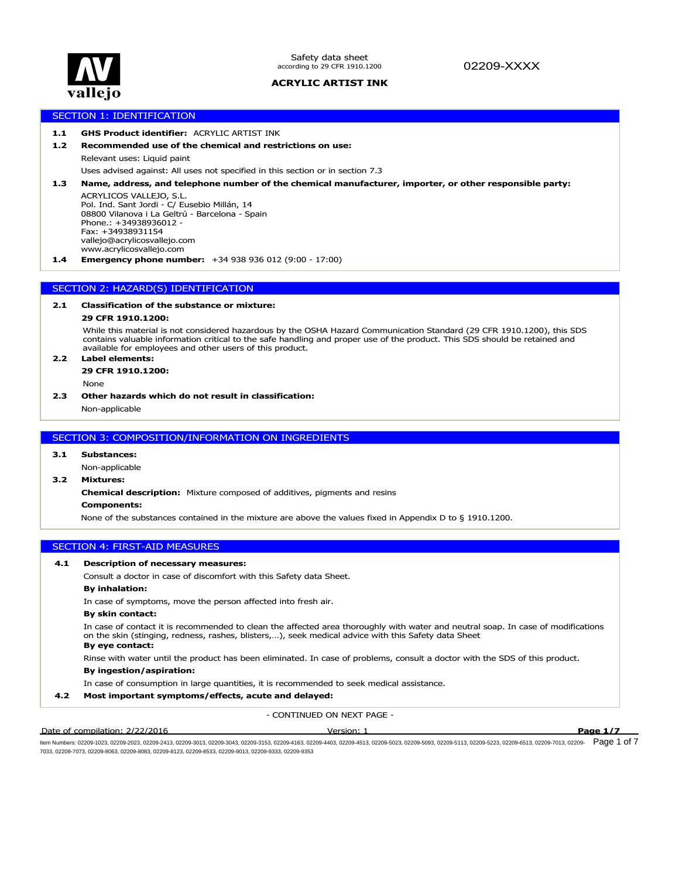Safety data sheet
according to 29 CFR 1910.1200

02209-XXXX

**ACRYLIC ARTIST INK**

## SECTION 1: IDENTIFICATION

**1.1 GHS Product identifier:** ACRYLIC ARTIST INK

**1.2 Recommended use of the chemical and restrictions on use:**

Relevant uses: Liquid paint

Uses advised against: All uses not specified in this section or in section 7.3

**1.3 Name, address, and telephone number of the chemical manufacturer, importer, or other responsible party:**

ACRYLICOS VALLEJO, S.L.
Pol. Ind. Sant Jordi - C/ Eusebio Millán, 14
08800 Vilanova i La Geltrú - Barcelona - Spain
Phone.: +34938936012 -
Fax: +34938931154
vallejo@acrylicosvallejo.com
www.acrylicosvallejo.com

**1.4 Emergency phone number:** +34 938 936 012 (9:00 - 17:00)

## SECTION 2: HAZARD(S) IDENTIFICATION

**2.1 Classification of the substance or mixture:**

**29 CFR 1910.1200:**

While this material is not considered hazardous by the OSHA Hazard Communication Standard (29 CFR 1910.1200), this SDS contains valuable information critical to the safe handling and proper use of the product. This SDS should be retained and available for employees and other users of this product.

**2.2 Label elements:**

**29 CFR 1910.1200:**

None

**2.3 Other hazards which do not result in classification:**

Non-applicable

## SECTION 3: COMPOSITION/INFORMATION ON INGREDIENTS

**3.1 Substances:**

Non-applicable

**3.2 Mixtures:**

**Chemical description:** Mixture composed of additives, pigments and resins

**Components:**

None of the substances contained in the mixture are above the values fixed in Appendix D to § 1910.1200.

## SECTION 4: FIRST-AID MEASURES

**4.1 Description of necessary measures:**

Consult a doctor in case of discomfort with this Safety data Sheet.

**By inhalation:**

In case of symptoms, move the person affected into fresh air.

**By skin contact:**

In case of contact it is recommended to clean the affected area thoroughly with water and neutral soap. In case of modifications on the skin (stinging, redness, rashes, blisters,…), seek medical advice with this Safety data Sheet

**By eye contact:**

Rinse with water until the product has been eliminated. In case of problems, consult a doctor with the SDS of this product.

**By ingestion/aspiration:**

In case of consumption in large quantities, it is recommended to seek medical assistance.

**4.2 Most important symptoms/effects, acute and delayed:**

- CONTINUED ON NEXT PAGE -

Date of compilation: 2/22/2016 Version: 1

Item Numbers: 02209-1023, 02209-2023, 02209-2413, 02209-3013, 02209-3043, 02209-3153, 02209-4163, 02209-4403, 02209-4513, 02209-5023, 02209-5093, 02209-5113, 02209-5223, 02209-6513, 02209-7013, 02209-7033, 02209-7073, 02209-8063, 02209-8083, 02209-8123, 02209-8533, 02209-9013, 02209-9333, 02209-9353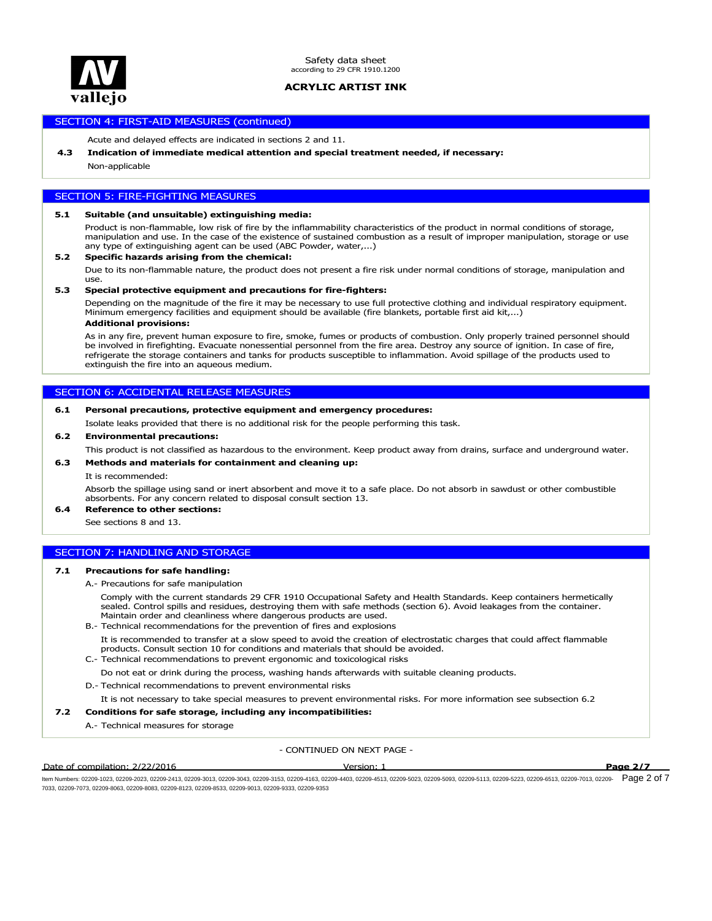## SECTION 4: FIRST-AID MEASURES (continued)

Acute and delayed effects are indicated in sections 2 and 11.

**4.3 Indication of immediate medical attention and special treatment needed, if necessary:**

Non-applicable

## SECTION 5: FIRE-FIGHTING MEASURES

**5.1 Suitable (and unsuitable) extinguishing media:**

Product is non-flammable, low risk of fire by the inflammability characteristics of the product in normal conditions of storage, manipulation and use. In the case of the existence of sustained combustion as a result of improper manipulation, storage or use any type of extinguishing agent can be used (ABC Powder, water,...)

**5.2 Specific hazards arising from the chemical:**

Due to its non-flammable nature, the product does not present a fire risk under normal conditions of storage, manipulation and use.

**5.3 Special protective equipment and precautions for fire-fighters:**

Depending on the magnitude of the fire it may be necessary to use full protective clothing and individual respiratory equipment. Minimum emergency facilities and equipment should be available (fire blankets, portable first aid kit,...)

**Additional provisions:**

As in any fire, prevent human exposure to fire, smoke, fumes or products of combustion. Only properly trained personnel should be involved in firefighting. Evacuate nonessential personnel from the fire area. Destroy any source of ignition. In case of fire, refrigerate the storage containers and tanks for products susceptible to inflammation. Avoid spillage of the products used to extinguish the fire into an aqueous medium.

## SECTION 6: ACCIDENTAL RELEASE MEASURES

**6.1 Personal precautions, protective equipment and emergency procedures:**

Isolate leaks provided that there is no additional risk for the people performing this task.

**6.2 Environmental precautions:**

This product is not classified as hazardous to the environment. Keep product away from drains, surface and underground water.

**6.3 Methods and materials for containment and cleaning up:**

It is recommended:

Absorb the spillage using sand or inert absorbent and move it to a safe place. Do not absorb in sawdust or other combustible absorbents. For any concern related to disposal consult section 13.

**6.4 Reference to other sections:**

See sections 8 and 13.

## SECTION 7: HANDLING AND STORAGE

**7.1 Precautions for safe handling:**

A.- Precautions for safe manipulation

Comply with the current standards 29 CFR 1910 Occupational Safety and Health Standards. Keep containers hermetically sealed. Control spills and residues, destroying them with safe methods (section 6). Avoid leakages from the container. Maintain order and cleanliness where dangerous products are used.

B.- Technical recommendations for the prevention of fires and explosions

It is recommended to transfer at a slow speed to avoid the creation of electrostatic charges that could affect flammable products. Consult section 10 for conditions and materials that should be avoided.

C.- Technical recommendations to prevent ergonomic and toxicological risks

Do not eat or drink during the process, washing hands afterwards with suitable cleaning products.

D.- Technical recommendations to prevent environmental risks

It is not necessary to take special measures to prevent environmental risks. For more information see subsection 6.2

**7.2 Conditions for safe storage, including any incompatibilities:**

A.- Technical measures for storage

- CONTINUED ON NEXT PAGE -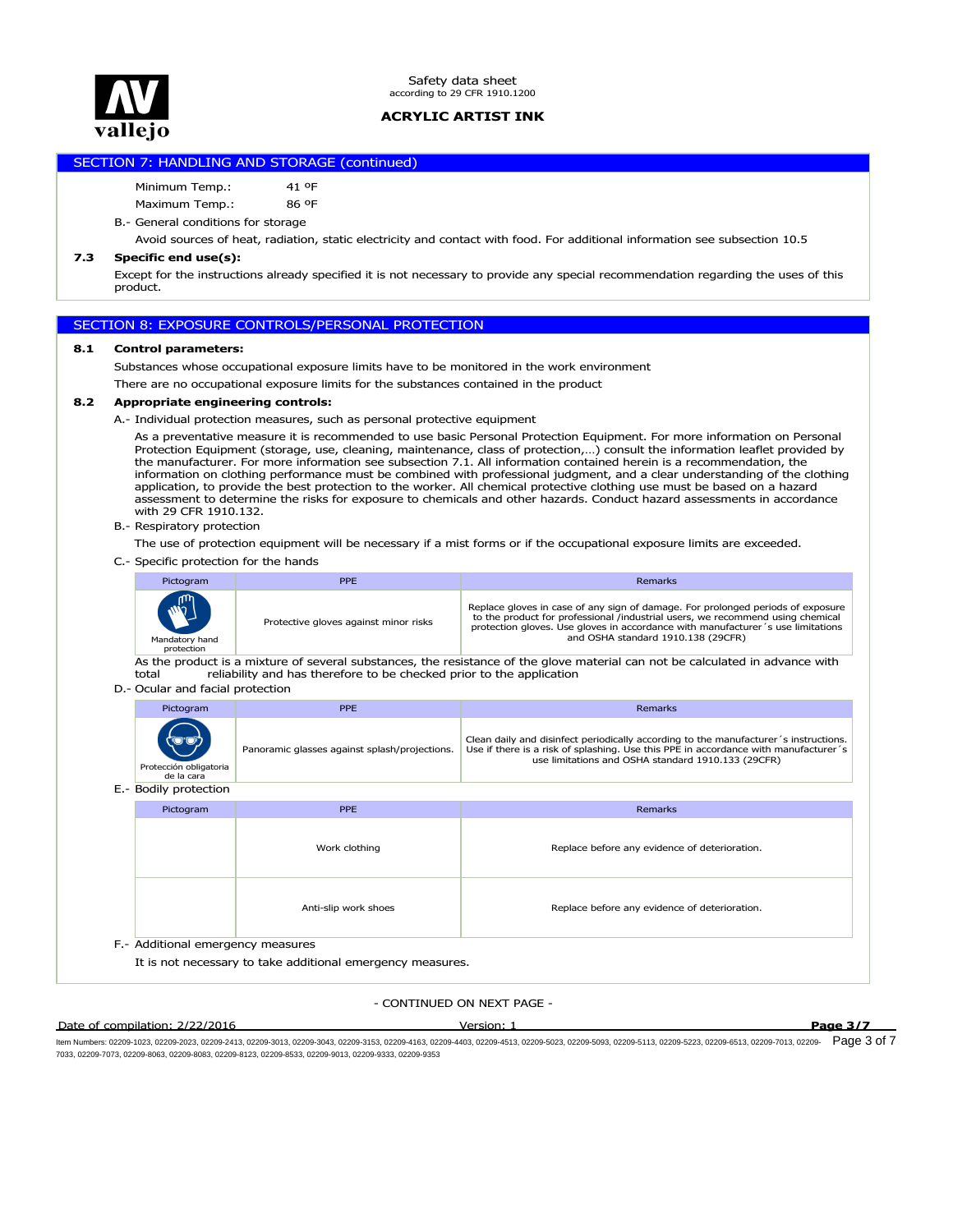## SECTION 7: HANDLING AND STORAGE (continued)

Minimum Temp.: 41 ºF

Maximum Temp.: 86 ºF

B.- General conditions for storage

Avoid sources of heat, radiation, static electricity and contact with food. For additional information see subsection 10.5

**7.3 Specific end use(s):**

Except for the instructions already specified it is not necessary to provide any special recommendation regarding the uses of this product.

## SECTION 8: EXPOSURE CONTROLS/PERSONAL PROTECTION

**8.1 Control parameters:**

Substances whose occupational exposure limits have to be monitored in the work environment

There are no occupational exposure limits for the substances contained in the product

**8.2 Appropriate engineering controls:**

A.- Individual protection measures, such as personal protective equipment

As a preventative measure it is recommended to use basic Personal Protection Equipment. For more information on Personal Protection Equipment (storage, use, cleaning, maintenance, class of protection,…) consult the information leaflet provided by the manufacturer. For more information see subsection 7.1. All information contained herein is a recommendation, the information on clothing performance must be combined with professional judgment, and a clear understanding of the clothing application, to provide the best protection to the worker. All chemical protective clothing use must be based on a hazard assessment to determine the risks for exposure to chemicals and other hazards. Conduct hazard assessments in accordance with 29 CFR 1910.132.

B.- Respiratory protection

The use of protection equipment will be necessary if a mist forms or if the occupational exposure limits are exceeded.

C.- Specific protection for the hands

| Pictogram | PPE | Remarks |
|---|---|---|
| Mandatory hand protection | Protective gloves against minor risks | Replace gloves in case of any sign of damage. For prolonged periods of exposure to the product for professional /industrial users, we recommend using chemical protection gloves. Use gloves in accordance with manufacturer´s use limitations and OSHA standard 1910.138 (29CFR) |

As the product is a mixture of several substances, the resistance of the glove material can not be calculated in advance with total reliability and has therefore to be checked prior to the application

D.- Ocular and facial protection

| Pictogram | PPE | Remarks |
|---|---|---|
| Protección obligatoria de la cara | Panoramic glasses against splash/projections. | Clean daily and disinfect periodically according to the manufacturer´s instructions. Use if there is a risk of splashing. Use this PPE in accordance with manufacturer´s use limitations and OSHA standard 1910.133 (29CFR) |

E.- Bodily protection

| Pictogram | PPE | Remarks |
|---|---|---|
| | Work clothing | Replace before any evidence of deterioration. |
| | Anti-slip work shoes | Replace before any evidence of deterioration. |

F.- Additional emergency measures

It is not necessary to take additional emergency measures.

- CONTINUED ON NEXT PAGE -

Date of compilation: 2/22/2016 Version: 1

Item Numbers: 02209-1023, 02209-2023, 02209-2413, 02209-3013, 02209-3043, 02209-3153, 02209-4163, 02209-4403, 02209-4513, 02209-5023, 02209-5093, 02209-5113, 02209-5223, 02209-6513, 02209-7013, 02209-7033, 02209-7073, 02209-8063, 02209-8083, 02209-8123, 02209-8533, 02209-9013, 02209-9333, 02209-9353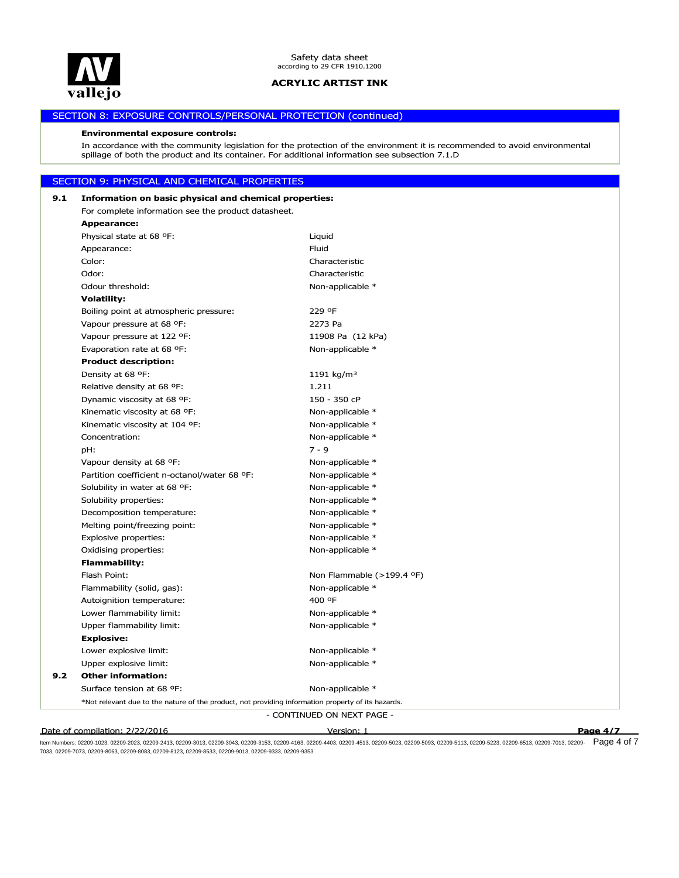## SECTION 8: EXPOSURE CONTROLS/PERSONAL PROTECTION (continued)

**Environmental exposure controls:**

In accordance with the community legislation for the protection of the environment it is recommended to avoid environmental spillage of both the product and its container. For additional information see subsection 7.1.D

## SECTION 9: PHYSICAL AND CHEMICAL PROPERTIES

**9.1 Information on basic physical and chemical properties:**

For complete information see the product datasheet.

| Property | Value |
|---|---|
| **Appearance:** | |
| Physical state at 68 ºF: | Liquid |
| Appearance: | Fluid |
| Color: | Characteristic |
| Odor: | Characteristic |
| Odour threshold: | Non-applicable * |
| **Volatility:** | |
| Boiling point at atmospheric pressure: | 229 ºF |
| Vapour pressure at 68 ºF: | 2273 Pa |
| Vapour pressure at 122 ºF: | 11908 Pa (12 kPa) |
| Evaporation rate at 68 ºF: | Non-applicable * |
| **Product description:** | |
| Density at 68 ºF: | 1191 kg/m³ |
| Relative density at 68 ºF: | 1.211 |
| Dynamic viscosity at 68 ºF: | 150 - 350 cP |
| Kinematic viscosity at 68 ºF: | Non-applicable * |
| Kinematic viscosity at 104 ºF: | Non-applicable * |
| Concentration: | Non-applicable * |
| pH: | 7 - 9 |
| Vapour density at 68 ºF: | Non-applicable * |
| Partition coefficient n-octanol/water 68 ºF: | Non-applicable * |
| Solubility in water at 68 ºF: | Non-applicable * |
| Solubility properties: | Non-applicable * |
| Decomposition temperature: | Non-applicable * |
| Melting point/freezing point: | Non-applicable * |
| Explosive properties: | Non-applicable * |
| Oxidising properties: | Non-applicable * |
| **Flammability:** | |
| Flash Point: | Non Flammable (>199.4 ºF) |
| Flammability (solid, gas): | Non-applicable * |
| Autoignition temperature: | 400 ºF |
| Lower flammability limit: | Non-applicable * |
| Upper flammability limit: | Non-applicable * |
| **Explosive:** | |
| Lower explosive limit: | Non-applicable * |
| Upper explosive limit: | Non-applicable * |

**9.2 Other information:**

| Property | Value |
|---|---|
| Surface tension at 68 ºF: | Non-applicable * |

*Not relevant due to the nature of the product, not providing information property of its hazards.

- CONTINUED ON NEXT PAGE -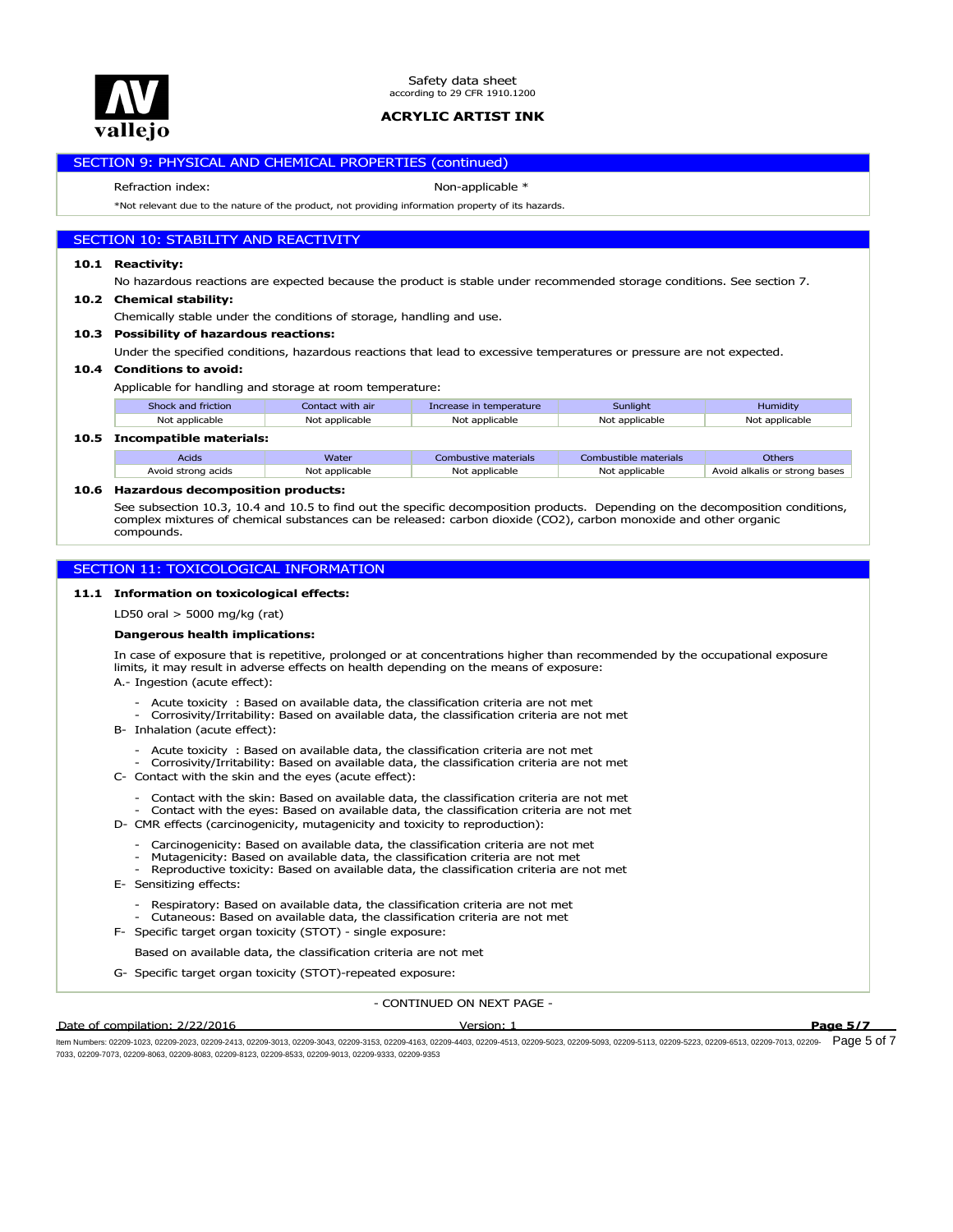## SECTION 9: PHYSICAL AND CHEMICAL PROPERTIES (continued)

Refraction index: Non-applicable *

*Not relevant due to the nature of the product, not providing information property of its hazards.

## SECTION 10: STABILITY AND REACTIVITY

**10.1 Reactivity:**

No hazardous reactions are expected because the product is stable under recommended storage conditions. See section 7.

**10.2 Chemical stability:**

Chemically stable under the conditions of storage, handling and use.

**10.3 Possibility of hazardous reactions:**

Under the specified conditions, hazardous reactions that lead to excessive temperatures or pressure are not expected.

**10.4 Conditions to avoid:**

Applicable for handling and storage at room temperature:

| Shock and friction | Contact with air | Increase in temperature | Sunlight | Humidity |
|---|---|---|---|---|
| Not applicable | Not applicable | Not applicable | Not applicable | Not applicable |

**10.5 Incompatible materials:**

| Acids | Water | Combustive materials | Combustible materials | Others |
|---|---|---|---|---|
| Avoid strong acids | Not applicable | Not applicable | Not applicable | Avoid alkalis or strong bases |

**10.6 Hazardous decomposition products:**

See subsection 10.3, 10.4 and 10.5 to find out the specific decomposition products. Depending on the decomposition conditions, complex mixtures of chemical substances can be released: carbon dioxide ($CO_2$), carbon monoxide and other organic compounds.

## SECTION 11: TOXICOLOGICAL INFORMATION

**11.1 Information on toxicological effects:**

LD50 oral > 5000 mg/kg (rat)

**Dangerous health implications:**

In case of exposure that is repetitive, prolonged or at concentrations higher than recommended by the occupational exposure limits, it may result in adverse effects on health depending on the means of exposure:

A.- Ingestion (acute effect):

- Acute toxicity : Based on available data, the classification criteria are not met
- Corrosivity/Irritability: Based on available data, the classification criteria are not met

B- Inhalation (acute effect):

- Acute toxicity : Based on available data, the classification criteria are not met
- Corrosivity/Irritability: Based on available data, the classification criteria are not met

C- Contact with the skin and the eyes (acute effect):

- Contact with the skin: Based on available data, the classification criteria are not met
- Contact with the eyes: Based on available data, the classification criteria are not met

D- CMR effects (carcinogenicity, mutagenicity and toxicity to reproduction):

- Carcinogenicity: Based on available data, the classification criteria are not met
- Mutagenicity: Based on available data, the classification criteria are not met
- Reproductive toxicity: Based on available data, the classification criteria are not met

E- Sensitizing effects:

- Respiratory: Based on available data, the classification criteria are not met
- Cutaneous: Based on available data, the classification criteria are not met

F- Specific target organ toxicity (STOT) - single exposure:

Based on available data, the classification criteria are not met

G- Specific target organ toxicity (STOT)-repeated exposure:

- CONTINUED ON NEXT PAGE -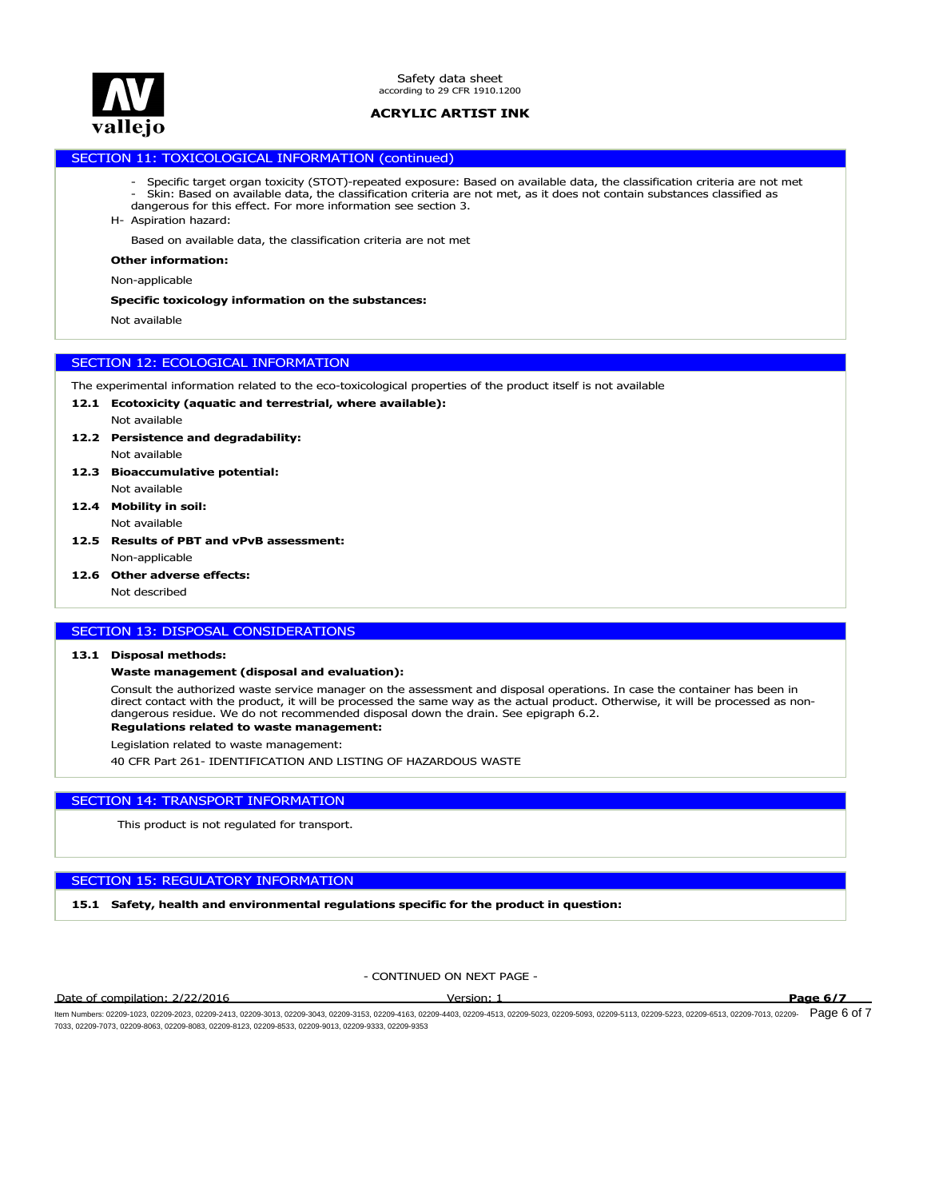## SECTION 11: TOXICOLOGICAL INFORMATION (continued)

- Specific target organ toxicity (STOT)-repeated exposure: Based on available data, the classification criteria are not met
- Skin: Based on available data, the classification criteria are not met, as it does not contain substances classified as dangerous for this effect. For more information see section 3.

H- Aspiration hazard:

Based on available data, the classification criteria are not met

**Other information:**

Non-applicable

**Specific toxicology information on the substances:**

Not available

## SECTION 12: ECOLOGICAL INFORMATION

The experimental information related to the eco-toxicological properties of the product itself is not available

**12.1 Ecotoxicity (aquatic and terrestrial, where available):**

Not available

**12.2 Persistence and degradability:**

Not available

**12.3 Bioaccumulative potential:**

Not available

**12.4 Mobility in soil:**

Not available

**12.5 Results of PBT and vPvB assessment:**

Non-applicable

**12.6 Other adverse effects:**

Not described

## SECTION 13: DISPOSAL CONSIDERATIONS

**13.1 Disposal methods:**

**Waste management (disposal and evaluation):**

Consult the authorized waste service manager on the assessment and disposal operations. In case the container has been in direct contact with the product, it will be processed the same way as the actual product. Otherwise, it will be processed as non-dangerous residue. We do not recommended disposal down the drain. See epigraph 6.2.

**Regulations related to waste management:**

Legislation related to waste management:

40 CFR Part 261- IDENTIFICATION AND LISTING OF HAZARDOUS WASTE

## SECTION 14: TRANSPORT INFORMATION

This product is not regulated for transport.

## SECTION 15: REGULATORY INFORMATION

**15.1 Safety, health and environmental regulations specific for the product in question:**

- CONTINUED ON NEXT PAGE -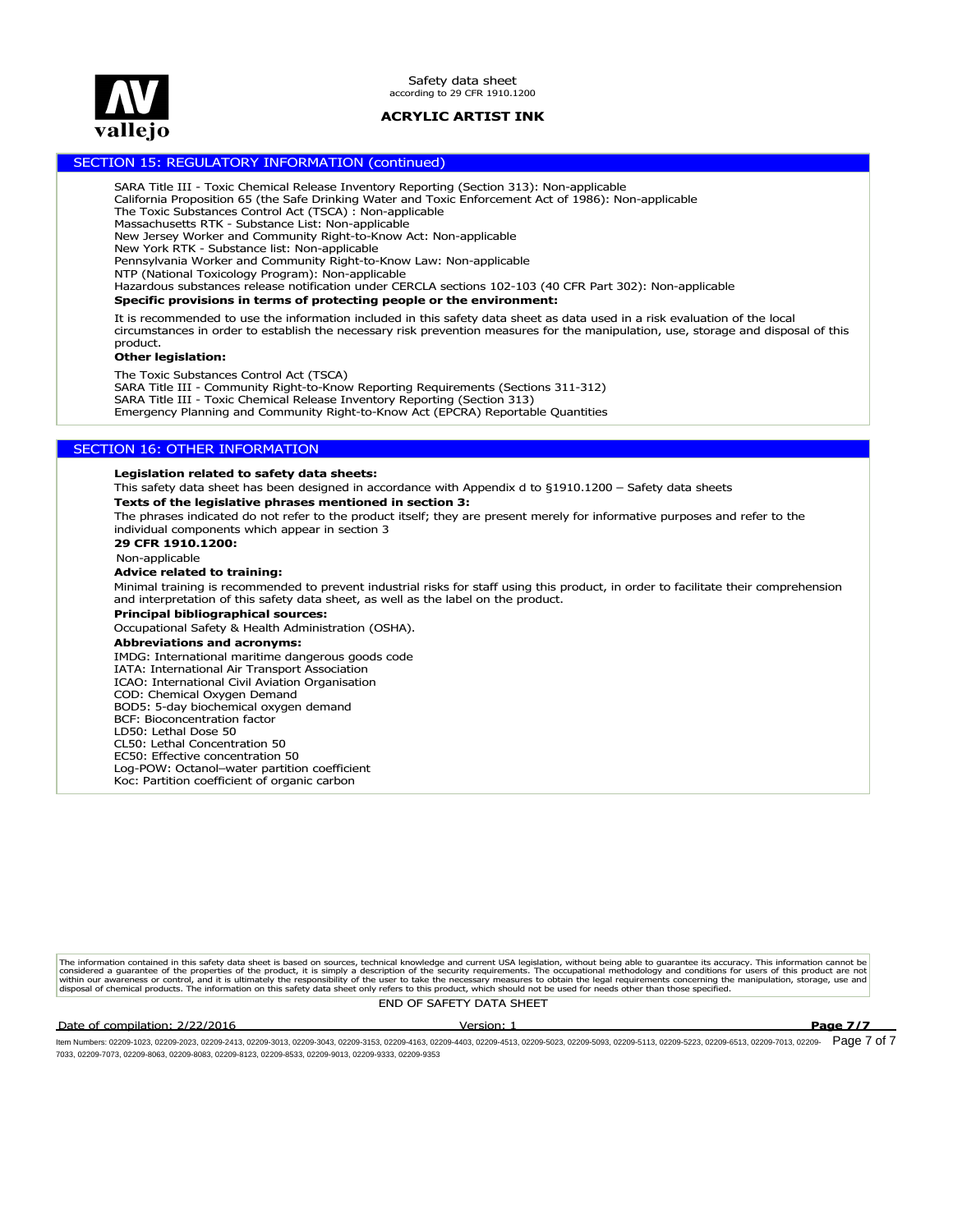## SECTION 15: REGULATORY INFORMATION (continued)

SARA Title III - Toxic Chemical Release Inventory Reporting (Section 313): Non-applicable
California Proposition 65 (the Safe Drinking Water and Toxic Enforcement Act of 1986): Non-applicable
The Toxic Substances Control Act (TSCA) : Non-applicable
Massachusetts RTK - Substance List: Non-applicable
New Jersey Worker and Community Right-to-Know Act: Non-applicable
New York RTK - Substance list: Non-applicable
Pennsylvania Worker and Community Right-to-Know Law: Non-applicable
NTP (National Toxicology Program): Non-applicable
Hazardous substances release notification under CERCLA sections 102-103 (40 CFR Part 302): Non-applicable

**Specific provisions in terms of protecting people or the environment:**

It is recommended to use the information included in this safety data sheet as data used in a risk evaluation of the local circumstances in order to establish the necessary risk prevention measures for the manipulation, use, storage and disposal of this product.

**Other legislation:**

The Toxic Substances Control Act (TSCA)
SARA Title III - Community Right-to-Know Reporting Requirements (Sections 311-312)
SARA Title III - Toxic Chemical Release Inventory Reporting (Section 313)
Emergency Planning and Community Right-to-Know Act (EPCRA) Reportable Quantities

## SECTION 16: OTHER INFORMATION

**Legislation related to safety data sheets:**

This safety data sheet has been designed in accordance with Appendix d to §1910.1200 – Safety data sheets

**Texts of the legislative phrases mentioned in section 3:**

The phrases indicated do not refer to the product itself; they are present merely for informative purposes and refer to the individual components which appear in section 3

**29 CFR 1910.1200:**

Non-applicable

**Advice related to training:**

Minimal training is recommended to prevent industrial risks for staff using this product, in order to facilitate their comprehension and interpretation of this safety data sheet, as well as the label on the product.

**Principal bibliographical sources:**

Occupational Safety & Health Administration (OSHA).

**Abbreviations and acronyms:**

IMDG: International maritime dangerous goods code
IATA: International Air Transport Association
ICAO: International Civil Aviation Organisation
COD: Chemical Oxygen Demand
BOD5: 5-day biochemical oxygen demand
BCF: Bioconcentration factor
LD50: Lethal Dose 50
CL50: Lethal Concentration 50
EC50: Effective concentration 50
Log-POW: Octanol–water partition coefficient
Koc: Partition coefficient of organic carbon

The information contained in this safety data sheet is based on sources, technical knowledge and current USA legislation, without being able to guarantee its accuracy. This information cannot be considered a guarantee of the properties of the product, it is simply a description of the security requirements. The occupational methodology and conditions for users of this product are not within our awareness or control, and it is ultimately the responsibility of the user to take the necessary measures to obtain the legal requirements concerning the manipulation, storage, use and disposal of chemical products. The information on this safety data sheet only refers to this product, which should not be used for needs other than those specified.

END OF SAFETY DATA SHEET